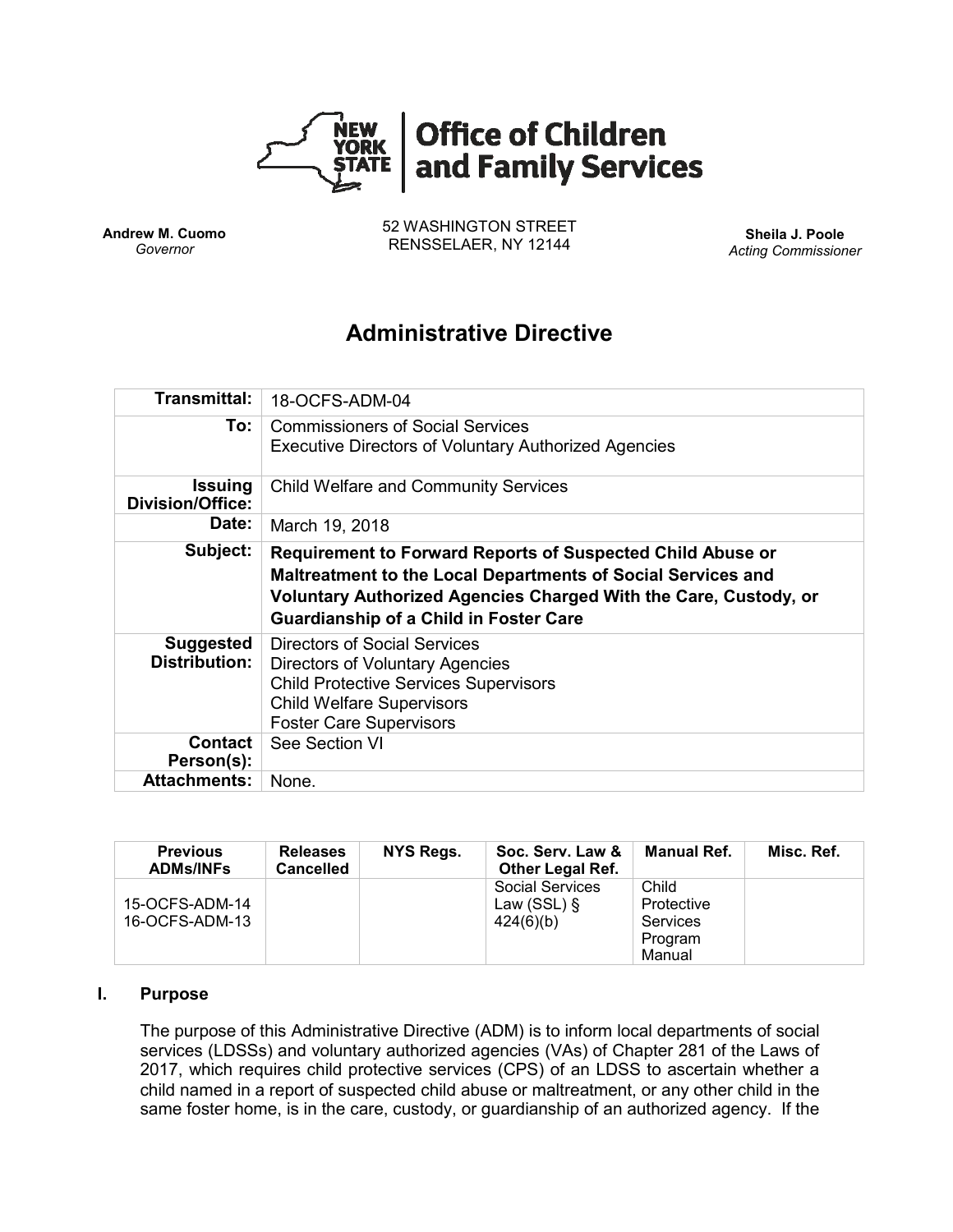# Office of Children and Family Services

**Andrew M. Cuomo**
*Governor*

52 WASHINGTON STREET
RENSSELAER, NY 12144

**Sheila J. Poole**
*Acting Commissioner*

## Administrative Directive

| | |
|---|---|
| **Transmittal:** | 18-OCFS-ADM-04 |
| **To:** | Commissioners of Social Services<br>Executive Directors of Voluntary Authorized Agencies |
| **Issuing Division/Office:** | Child Welfare and Community Services |
| **Date:** | March 19, 2018 |
| **Subject:** | **Requirement to Forward Reports of Suspected Child Abuse or Maltreatment to the Local Departments of Social Services and Voluntary Authorized Agencies Charged With the Care, Custody, or Guardianship of a Child in Foster Care** |
| **Suggested Distribution:** | Directors of Social Services<br>Directors of Voluntary Agencies<br>Child Protective Services Supervisors<br>Child Welfare Supervisors<br>Foster Care Supervisors |
| **Contact Person(s):** | See Section VI |
| **Attachments:** | None. |

| Previous ADMs/INFs | Releases Cancelled | NYS Regs. | Soc. Serv. Law & Other Legal Ref. | Manual Ref. | Misc. Ref. |
|---|---|---|---|---|---|
| 15-OCFS-ADM-14<br>16-OCFS-ADM-13 | | | Social Services Law (SSL) § 424(6)(b) | Child Protective Services Program Manual | |

### I. Purpose

The purpose of this Administrative Directive (ADM) is to inform local departments of social services (LDSSs) and voluntary authorized agencies (VAs) of Chapter 281 of the Laws of 2017, which requires child protective services (CPS) of an LDSS to ascertain whether a child named in a report of suspected child abuse or maltreatment, or any other child in the same foster home, is in the care, custody, or guardianship of an authorized agency. If the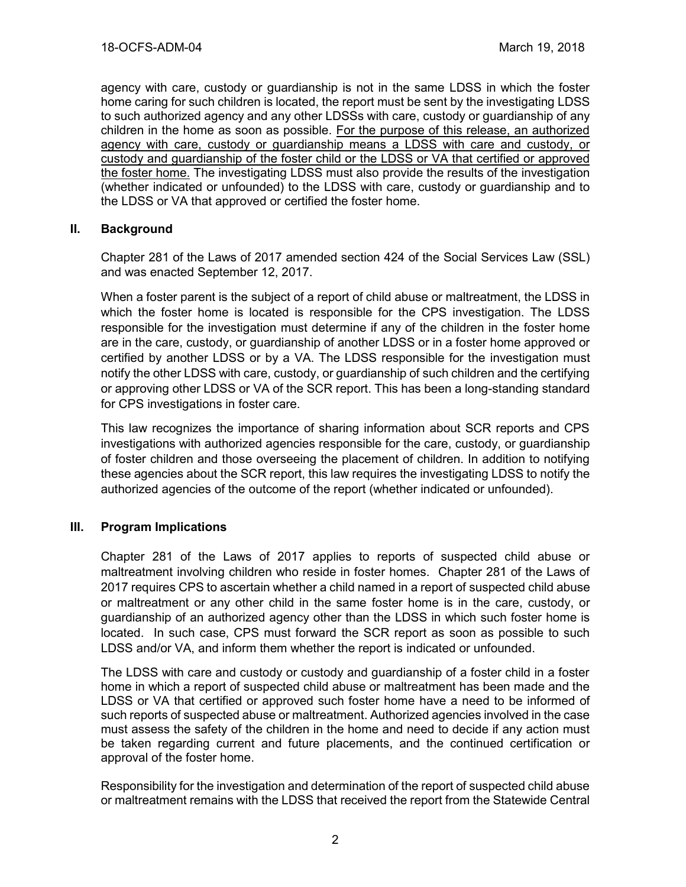agency with care, custody or guardianship is not in the same LDSS in which the foster home caring for such children is located, the report must be sent by the investigating LDSS to such authorized agency and any other LDSSs with care, custody or guardianship of any children in the home as soon as possible. <u>For the purpose of this release, an authorized agency with care, custody or guardianship means a LDSS with care and custody, or custody and guardianship of the foster child or the LDSS or VA that certified or approved the foster home.</u> The investigating LDSS must also provide the results of the investigation (whether indicated or unfounded) to the LDSS with care, custody or guardianship and to the LDSS or VA that approved or certified the foster home.

## II. Background

Chapter 281 of the Laws of 2017 amended section 424 of the Social Services Law (SSL) and was enacted September 12, 2017.

When a foster parent is the subject of a report of child abuse or maltreatment, the LDSS in which the foster home is located is responsible for the CPS investigation. The LDSS responsible for the investigation must determine if any of the children in the foster home are in the care, custody, or guardianship of another LDSS or in a foster home approved or certified by another LDSS or by a VA. The LDSS responsible for the investigation must notify the other LDSS with care, custody, or guardianship of such children and the certifying or approving other LDSS or VA of the SCR report. This has been a long-standing standard for CPS investigations in foster care.

This law recognizes the importance of sharing information about SCR reports and CPS investigations with authorized agencies responsible for the care, custody, or guardianship of foster children and those overseeing the placement of children. In addition to notifying these agencies about the SCR report, this law requires the investigating LDSS to notify the authorized agencies of the outcome of the report (whether indicated or unfounded).

## III. Program Implications

Chapter 281 of the Laws of 2017 applies to reports of suspected child abuse or maltreatment involving children who reside in foster homes. Chapter 281 of the Laws of 2017 requires CPS to ascertain whether a child named in a report of suspected child abuse or maltreatment or any other child in the same foster home is in the care, custody, or guardianship of an authorized agency other than the LDSS in which such foster home is located. In such case, CPS must forward the SCR report as soon as possible to such LDSS and/or VA, and inform them whether the report is indicated or unfounded.

The LDSS with care and custody or custody and guardianship of a foster child in a foster home in which a report of suspected child abuse or maltreatment has been made and the LDSS or VA that certified or approved such foster home have a need to be informed of such reports of suspected abuse or maltreatment. Authorized agencies involved in the case must assess the safety of the children in the home and need to decide if any action must be taken regarding current and future placements, and the continued certification or approval of the foster home.

Responsibility for the investigation and determination of the report of suspected child abuse or maltreatment remains with the LDSS that received the report from the Statewide Central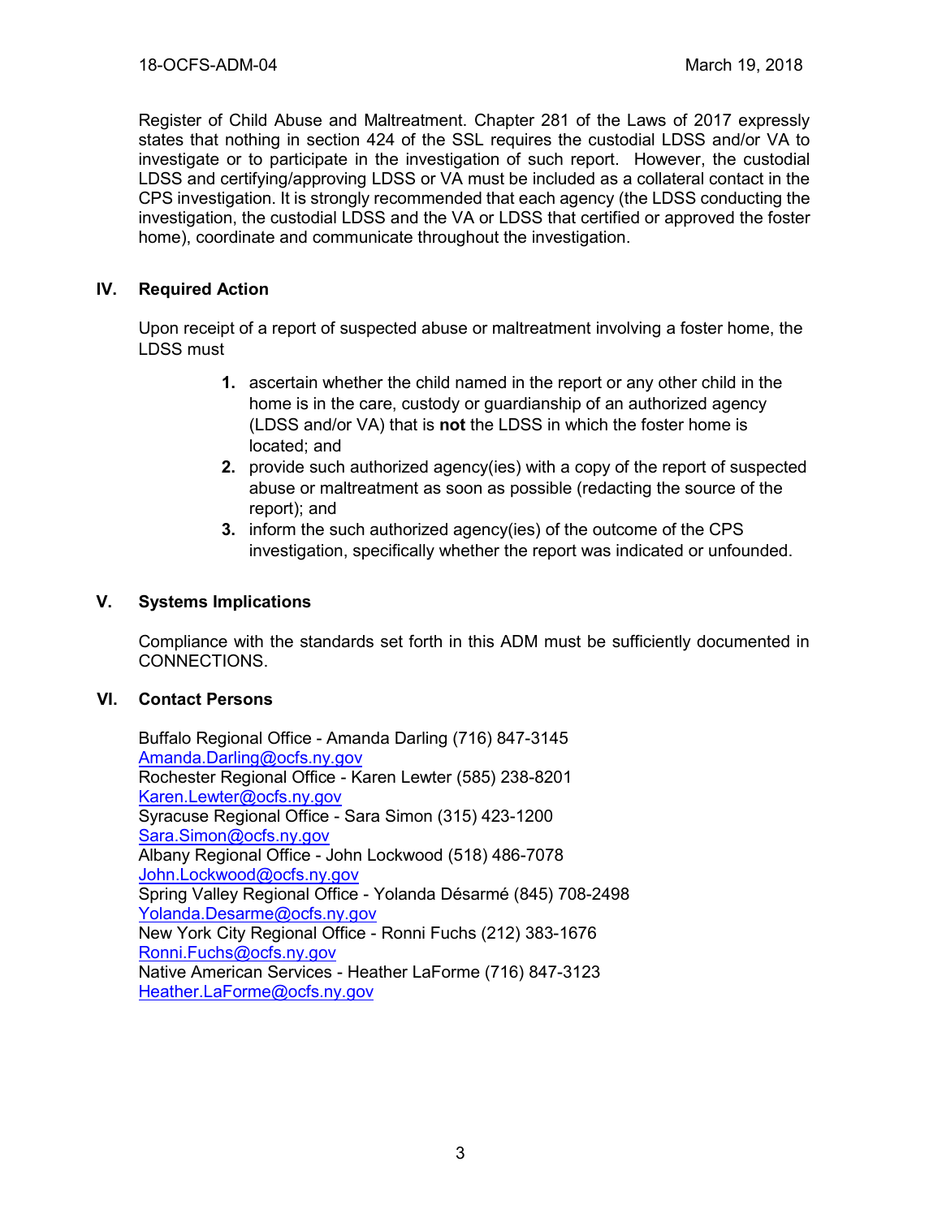Register of Child Abuse and Maltreatment. Chapter 281 of the Laws of 2017 expressly states that nothing in section 424 of the SSL requires the custodial LDSS and/or VA to investigate or to participate in the investigation of such report. However, the custodial LDSS and certifying/approving LDSS or VA must be included as a collateral contact in the CPS investigation. It is strongly recommended that each agency (the LDSS conducting the investigation, the custodial LDSS and the VA or LDSS that certified or approved the foster home), coordinate and communicate throughout the investigation.

## IV. Required Action

Upon receipt of a report of suspected abuse or maltreatment involving a foster home, the LDSS must

1. ascertain whether the child named in the report or any other child in the home is in the care, custody or guardianship of an authorized agency (LDSS and/or VA) that is **not** the LDSS in which the foster home is located; and
2. provide such authorized agency(ies) with a copy of the report of suspected abuse or maltreatment as soon as possible (redacting the source of the report); and
3. inform the such authorized agency(ies) of the outcome of the CPS investigation, specifically whether the report was indicated or unfounded.

## V. Systems Implications

Compliance with the standards set forth in this ADM must be sufficiently documented in CONNECTIONS.

## VI. Contact Persons

Buffalo Regional Office - Amanda Darling (716) 847-3145
Amanda.Darling@ocfs.ny.gov
Rochester Regional Office - Karen Lewter (585) 238-8201
Karen.Lewter@ocfs.ny.gov
Syracuse Regional Office - Sara Simon (315) 423-1200
Sara.Simon@ocfs.ny.gov
Albany Regional Office - John Lockwood (518) 486-7078
John.Lockwood@ocfs.ny.gov
Spring Valley Regional Office - Yolanda Désarmé (845) 708-2498
Yolanda.Desarme@ocfs.ny.gov
New York City Regional Office - Ronni Fuchs (212) 383-1676
Ronni.Fuchs@ocfs.ny.gov
Native American Services - Heather LaForme (716) 847-3123
Heather.LaForme@ocfs.ny.gov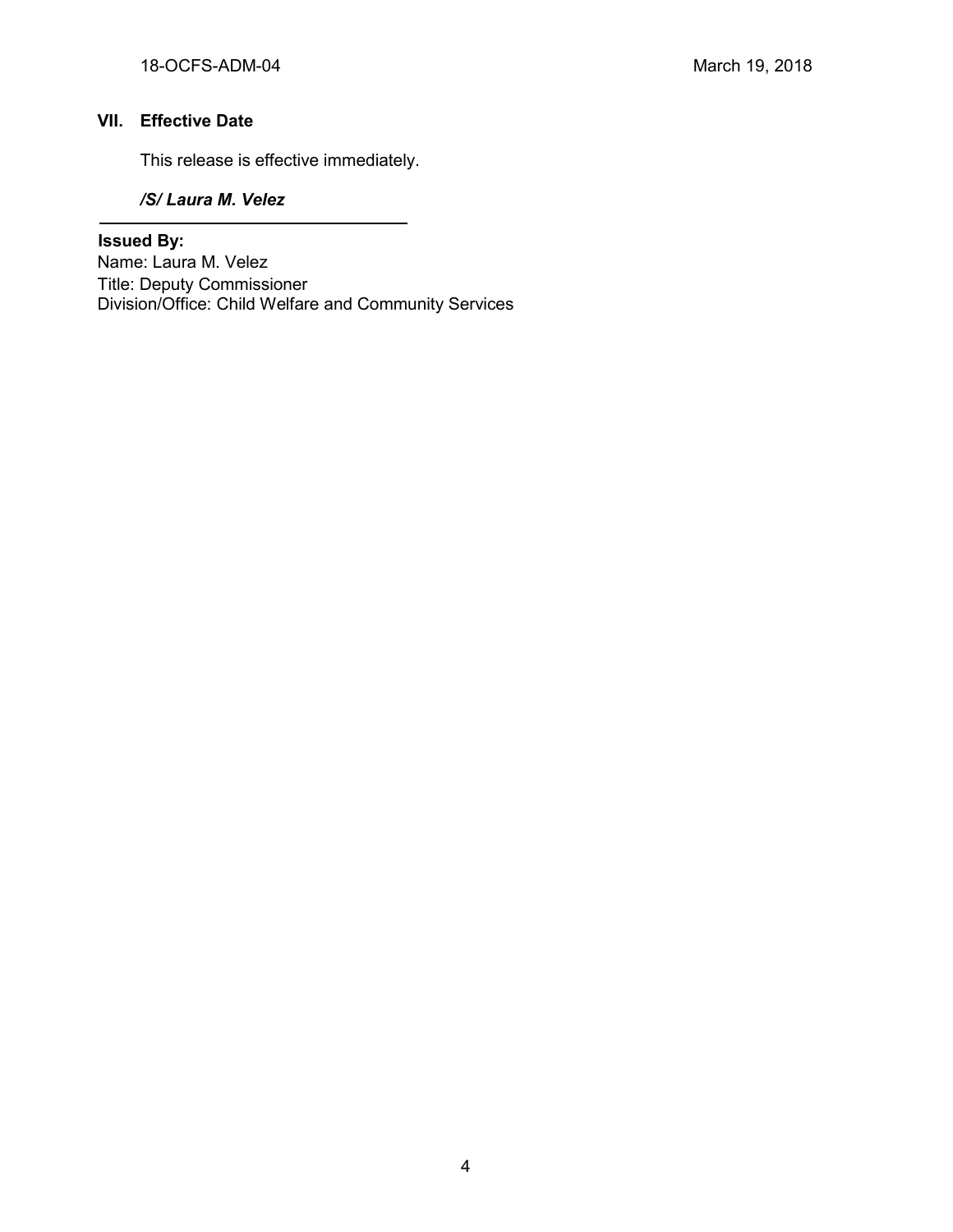## VII. Effective Date

This release is effective immediately.

***/S/ Laura M. Velez***

**Issued By:**
Name: Laura M. Velez
Title: Deputy Commissioner
Division/Office: Child Welfare and Community Services